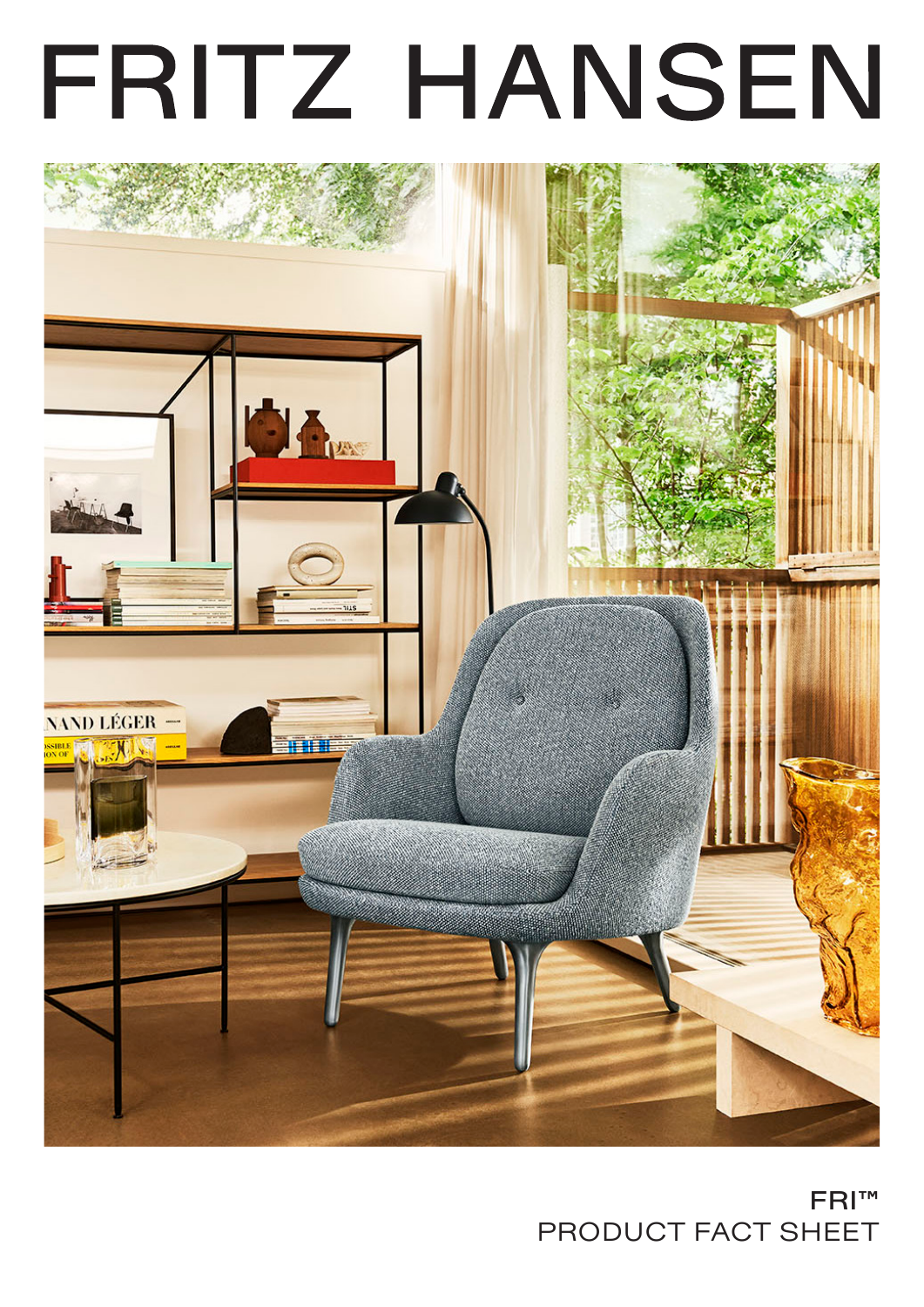# FRITZ HANSEN

FRI™

PRODUCT FACT SHEET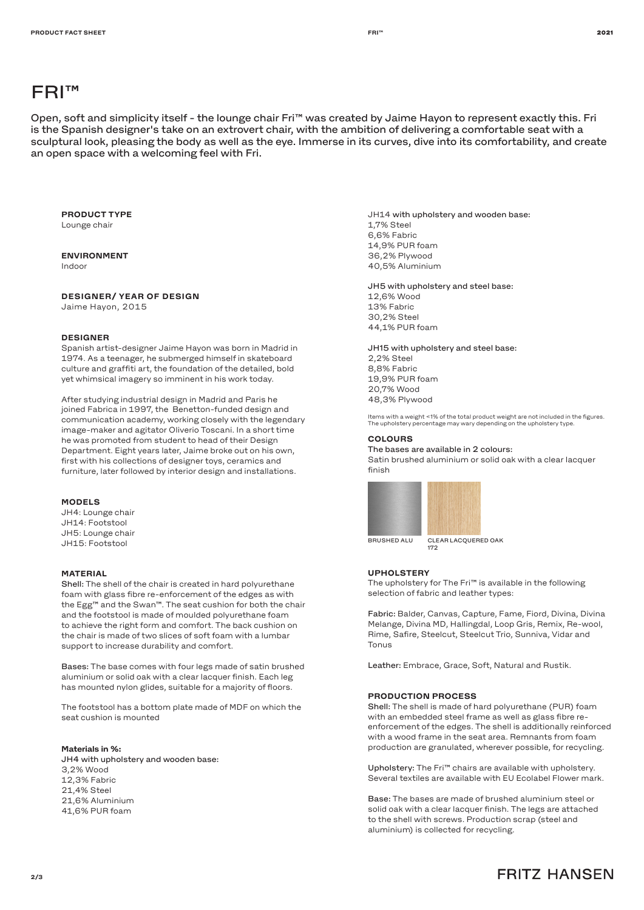# FRI™

Open, soft and simplicity itself - the lounge chair Fri™ was created by Jaime Hayon to represent exactly this. Fri is the Spanish designer's take on an extrovert chair, with the ambition of delivering a comfortable seat with a sculptural look, pleasing the body as well as the eye. Immerse in its curves, dive into its comfortability, and create an open space with a welcoming feel with Fri.

### PRODUCT TYPE

Lounge chair

### ENVIRONMENT

Indoor

### DESIGNER/ YEAR OF DESIGN

Jaime Hayon, 2015

### DESIGNER

Spanish artist-designer Jaime Hayon was born in Madrid in 1974. As a teenager, he submerged himself in skateboard culture and graffiti art, the foundation of the detailed, bold yet whimsical imagery so imminent in his work today.

After studying industrial design in Madrid and Paris he joined Fabrica in 1997, the Benetton-funded design and communication academy, working closely with the legendary image-maker and agitator Oliverio Toscani. In a short time he was promoted from student to head of their Design Department. Eight years later, Jaime broke out on his own, first with his collections of designer toys, ceramics and furniture, later followed by interior design and installations.

### MODELS

JH4: Lounge chair
JH14: Footstool
JH5: Lounge chair
JH15: Footstool

### MATERIAL

**Shell:** The shell of the chair is created in hard polyurethane foam with glass fibre re-enforcement of the edges as with the Egg™ and the Swan™. The seat cushion for both the chair and the footstool is made of moulded polyurethane foam to achieve the right form and comfort. The back cushion on the chair is made of two slices of soft foam with a lumbar support to increase durability and comfort.

**Bases:** The base comes with four legs made of satin brushed aluminium or solid oak with a clear lacquer finish. Each leg has mounted nylon glides, suitable for a majority of floors.

The footstool has a bottom plate made of MDF on which the seat cushion is mounted

**Materials in %:**

JH4 with upholstery and wooden base:
3,2% Wood
12,3% Fabric
21,4% Steel
21,6% Aluminium
41,6% PUR foam

JH14 with upholstery and wooden base:
1,7% Steel
6,6% Fabric
14,9% PUR foam
36,2% Plywood
40,5% Aluminium

JH5 with upholstery and steel base:
12,6% Wood
13% Fabric
30,2% Steel
44,1% PUR foam

JH15 with upholstery and steel base:
2,2% Steel
8,8% Fabric
19,9% PUR foam
20,7% Wood
48,3% Plywood

Items with a weight <1% of the total product weight are not included in the figures. The upholstery percentage may vary depending on the upholstery type.

### COLOURS

The bases are available in 2 colours:
Satin brushed aluminium or solid oak with a clear lacquer finish

BRUSHED ALU

CLEAR LACQUERED OAK 172

### UPHOLSTERY

The upholstery for The Fri™ is available in the following selection of fabric and leather types:

**Fabric:** Balder, Canvas, Capture, Fame, Fiord, Divina, Divina Melange, Divina MD, Hallingdal, Loop Gris, Remix, Re-wool, Rime, Safire, Steelcut, Steelcut Trio, Sunniva, Vidar and Tonus

**Leather:** Embrace, Grace, Soft, Natural and Rustik.

### PRODUCTION PROCESS

**Shell:** The shell is made of hard polyurethane (PUR) foam with an embedded steel frame as well as glass fibre re-enforcement of the edges. The shell is additionally reinforced with a wood frame in the seat area. Remnants from foam production are granulated, wherever possible, for recycling.

**Upholstery:** The Fri™ chairs are available with upholstery. Several textiles are available with EU Ecolabel Flower mark.

**Base:** The bases are made of brushed aluminium steel or solid oak with a clear lacquer finish. The legs are attached to the shell with screws. Production scrap (steel and aluminium) is collected for recycling.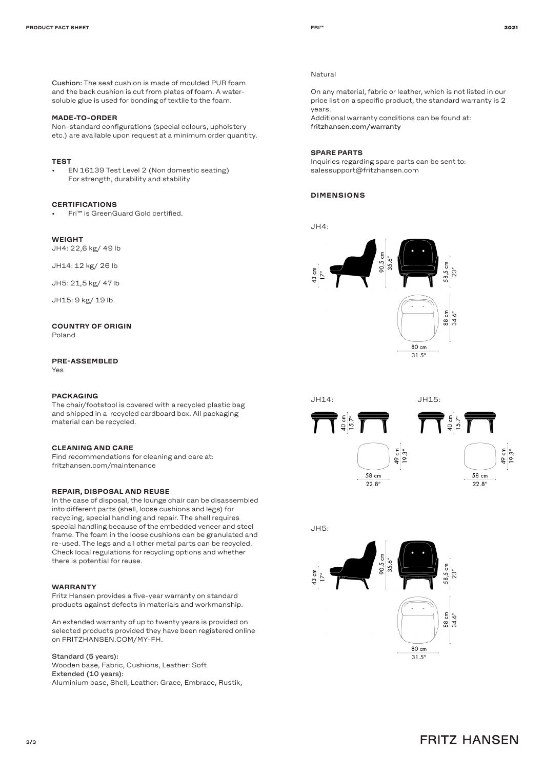Cushion: The seat cushion is made of moulded PUR foam and the back cushion is cut from plates of foam. A water-soluble glue is used for bonding of textile to the foam.

### MADE-TO-ORDER

Non-standard configurations (special colours, upholstery etc.) are available upon request at a minimum order quantity.

### TEST

- EN 16139 Test Level 2 (Non domestic seating) For strength, durability and stability

### CERTIFICATIONS

- Fri™ is GreenGuard Gold certified.

### WEIGHT

JH4: 22,6 kg/ 49 lb

JH14: 12 kg/ 26 lb

JH5: 21,5 kg/ 47 lb

JH15: 9 kg/ 19 lb

### COUNTRY OF ORIGIN

Poland

### PRE-ASSEMBLED

Yes

### PACKAGING

The chair/footstool is covered with a recycled plastic bag and shipped in a recycled cardboard box. All packaging material can be recycled.

### CLEANING AND CARE

Find recommendations for cleaning and care at: fritzhansen.com/maintenance

### REPAIR, DISPOSAL AND REUSE

In the case of disposal, the lounge chair can be disassembled into different parts (shell, loose cushions and legs) for recycling, special handling and repair. The shell requires special handling because of the embedded veneer and steel frame. The foam in the loose cushions can be granulated and re-used. The legs and all other metal parts can be recycled. Check local regulations for recycling options and whether there is potential for reuse.

### WARRANTY

Fritz Hansen provides a five-year warranty on standard products against defects in materials and workmanship.

An extended warranty of up to twenty years is provided on selected products provided they have been registered online on FRITZHANSEN.COM/MY-FH.

Standard (5 years):
Wooden base, Fabric, Cushions, Leather: Soft
Extended (10 years):
Aluminium base, Shell, Leather: Grace, Embrace, Rustik, Natural

On any material, fabric or leather, which is not listed in our price list on a specific product, the standard warranty is 2 years.
Additional warranty conditions can be found at: fritzhansen.com/warranty

### SPARE PARTS

Inquiries regarding spare parts can be sent to: salessupport@fritzhansen.com

### DIMENSIONS

JH4:

43 cm
17"
90,5 cm
35.6"
58,5 cm
23"
88 cm
34.6"
80 cm
31.5"

JH14:

40 cm
15.7"
49 cm
19.3"
58 cm
22.8"

JH15:

40 cm
15.7"
49 cm
19.3"
58 cm
22.8"

JH5:

43 cm
17"
90,5 cm
35.6"
58,5 cm
23"
88 cm
34.6"
80 cm
31.5"